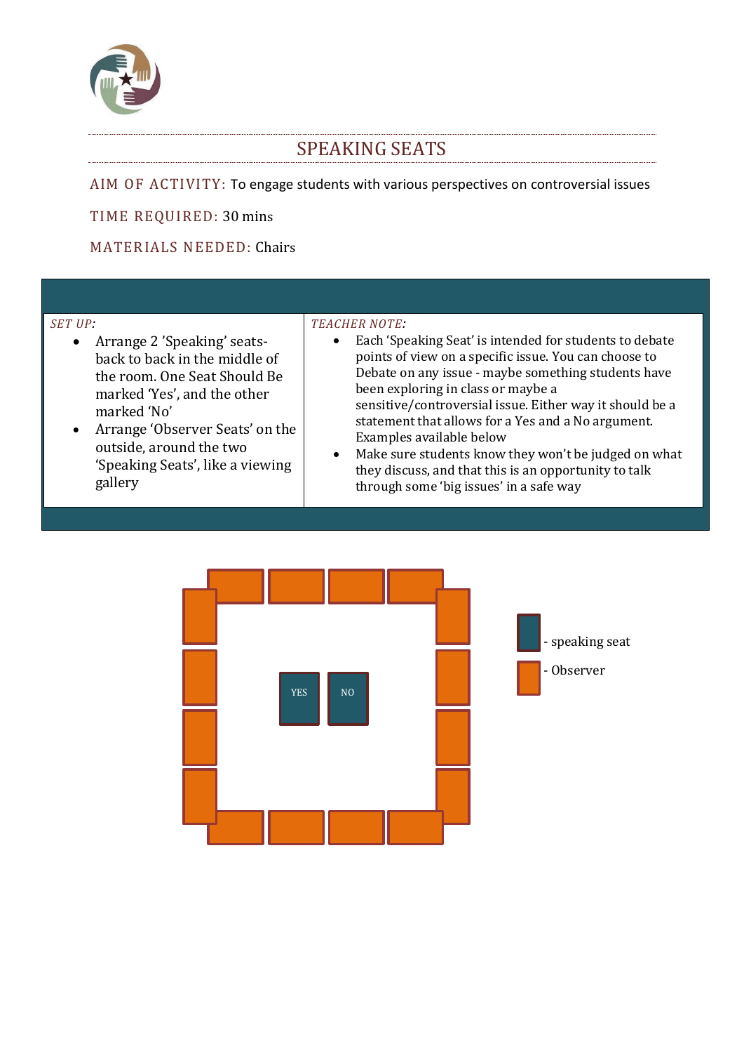# SPEAKING SEATS

AIM OF ACTIVITY: To engage students with various perspectives on controversial issues

TIME REQUIRED: 30 mins

MATERIALS NEEDED: Chairs

| *SET UP:* | *TEACHER NOTE:* |
| --- | --- |
| • Arrange 2 'Speaking' seats- back to back in the middle of the room. One Seat Should Be marked 'Yes', and the other marked 'No'<br>• Arrange 'Observer Seats' on the outside, around the two 'Speaking Seats', like a viewing gallery | • Each 'Speaking Seat' is intended for students to debate points of view on a specific issue. You can choose to Debate on any issue - maybe something students have been exploring in class or maybe a sensitive/controversial issue. Either way it should be a statement that allows for a Yes and a No argument. Examples available below<br>• Make sure students know they won't be judged on what they discuss, and that this is an opportunity to talk through some 'big issues' in a safe way |

YES NO

- speaking seat

- Observer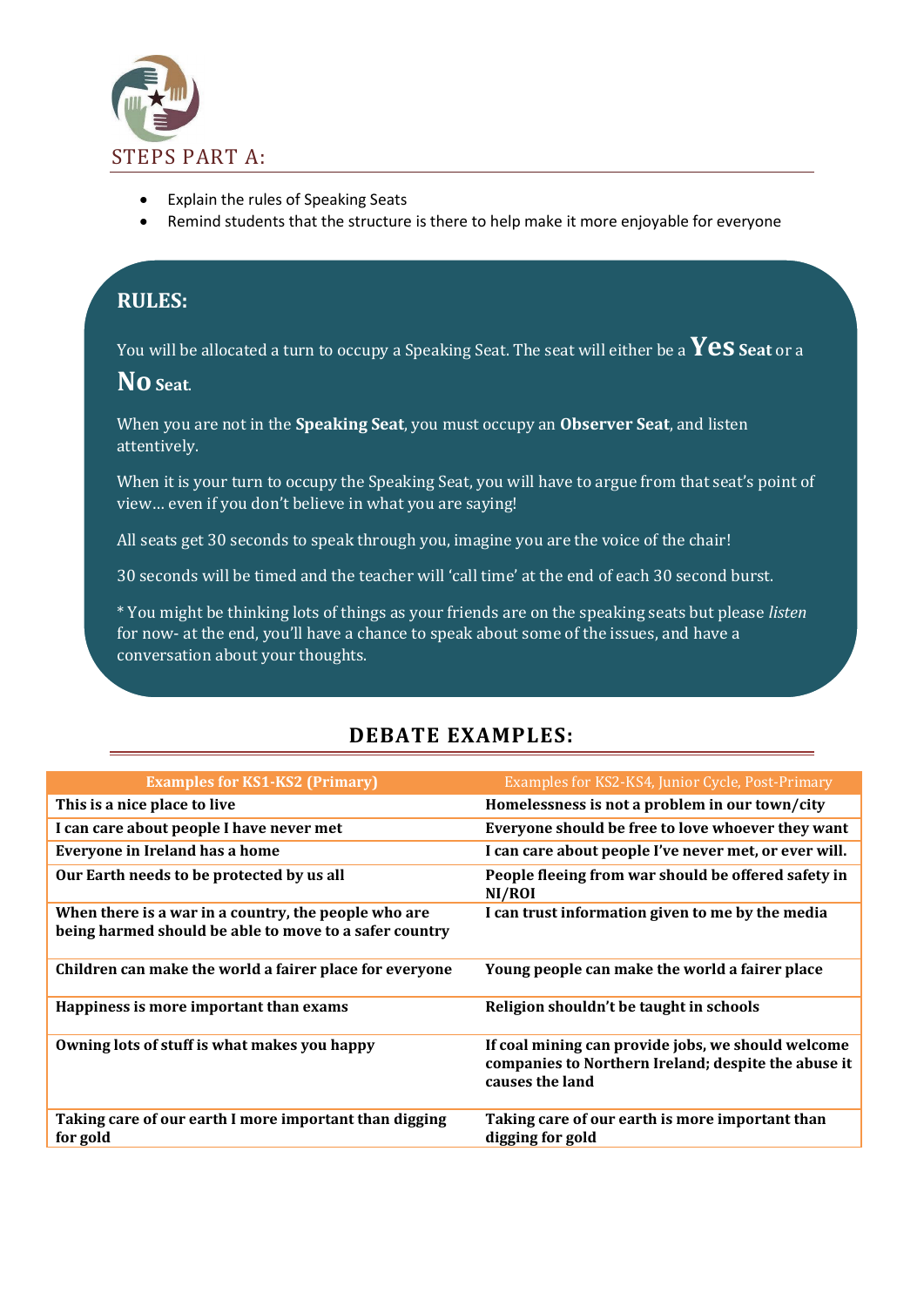## STEPS PART A:

- Explain the rules of Speaking Seats
- Remind students that the structure is there to help make it more enjoyable for everyone

### RULES:

You will be allocated a turn to occupy a Speaking Seat. The seat will either be a **Yes Seat** or a **No Seat**.

When you are not in the **Speaking Seat**, you must occupy an **Observer Seat**, and listen attentively.

When it is your turn to occupy the Speaking Seat, you will have to argue from that seat's point of view… even if you don't believe in what you are saying!

All seats get 30 seconds to speak through you, imagine you are the voice of the chair!

30 seconds will be timed and the teacher will 'call time' at the end of each 30 second burst.

* You might be thinking lots of things as your friends are on the speaking seats but please *listen* for now- at the end, you'll have a chance to speak about some of the issues, and have a conversation about your thoughts.

## DEBATE EXAMPLES:

| Examples for KS1-KS2 (Primary) | Examples for KS2-KS4, Junior Cycle, Post-Primary |
|---|---|
| **This is a nice place to live** | **Homelessness is not a problem in our town/city** |
| **I can care about people I have never met** | **Everyone should be free to love whoever they want** |
| **Everyone in Ireland has a home** | **I can care about people I've never met, or ever will.** |
| **Our Earth needs to be protected by us all** | **People fleeing from war should be offered safety in NI/ROI** |
| **When there is a war in a country, the people who are being harmed should be able to move to a safer country** | **I can trust information given to me by the media** |
| **Children can make the world a fairer place for everyone** | **Young people can make the world a fairer place** |
| **Happiness is more important than exams** | **Religion shouldn't be taught in schools** |
| **Owning lots of stuff is what makes you happy** | **If coal mining can provide jobs, we should welcome companies to Northern Ireland; despite the abuse it causes the land** |
| **Taking care of our earth I more important than digging for gold** | **Taking care of our earth is more important than digging for gold** |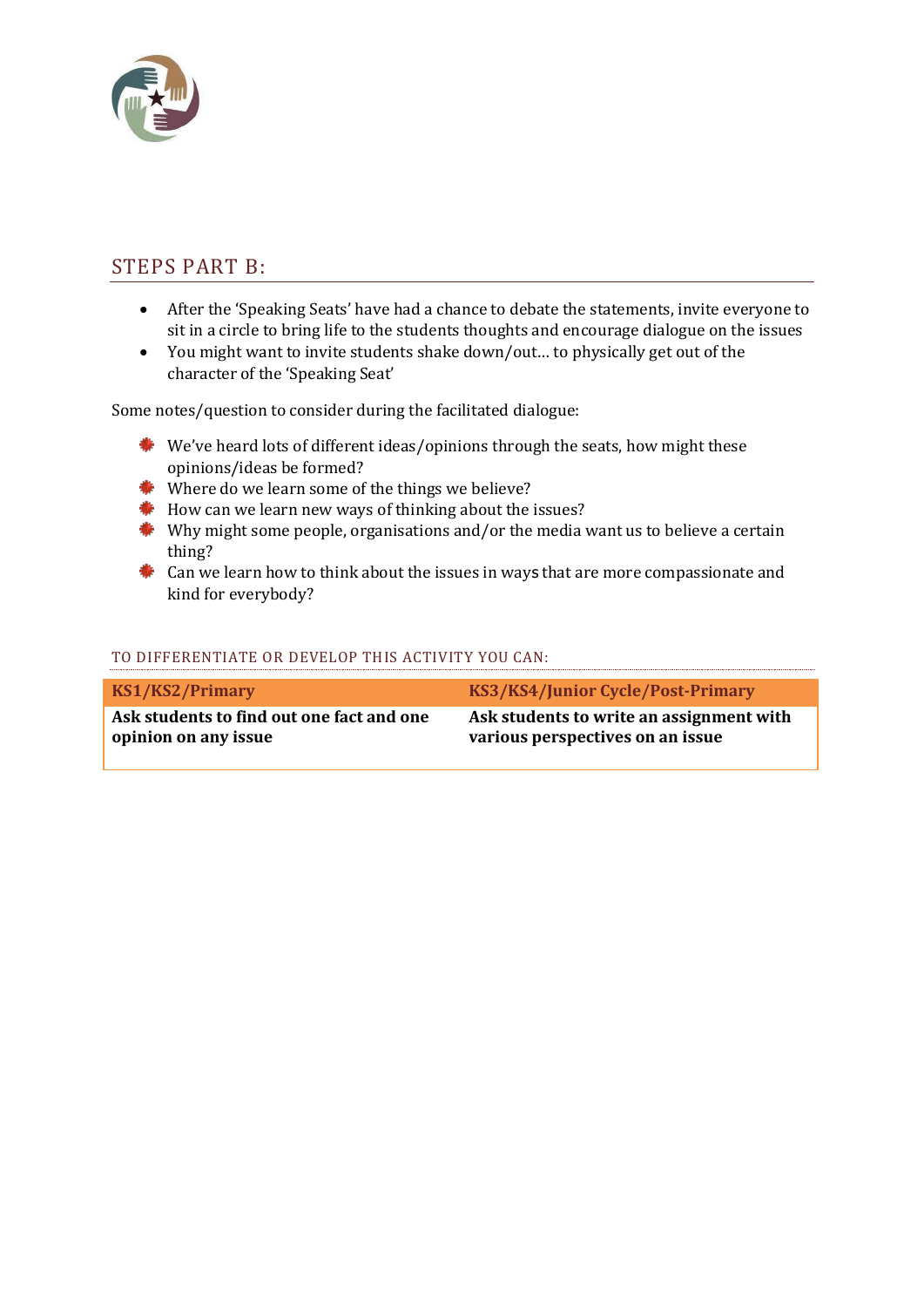## STEPS PART B:

- After the 'Speaking Seats' have had a chance to debate the statements, invite everyone to sit in a circle to bring life to the students thoughts and encourage dialogue on the issues
- You might want to invite students shake down/out… to physically get out of the character of the 'Speaking Seat'

Some notes/question to consider during the facilitated dialogue:

- We've heard lots of different ideas/opinions through the seats, how might these opinions/ideas be formed?
- Where do we learn some of the things we believe?
- How can we learn new ways of thinking about the issues?
- Why might some people, organisations and/or the media want us to believe a certain thing?
- Can we learn how to think about the issues in ways that are more compassionate and kind for everybody?

### TO DIFFERENTIATE OR DEVELOP THIS ACTIVITY YOU CAN:

| KS1/KS2/Primary | KS3/KS4/Junior Cycle/Post-Primary |
|---|---|
| **Ask students to find out one fact and one opinion on any issue** | **Ask students to write an assignment with various perspectives on an issue** |